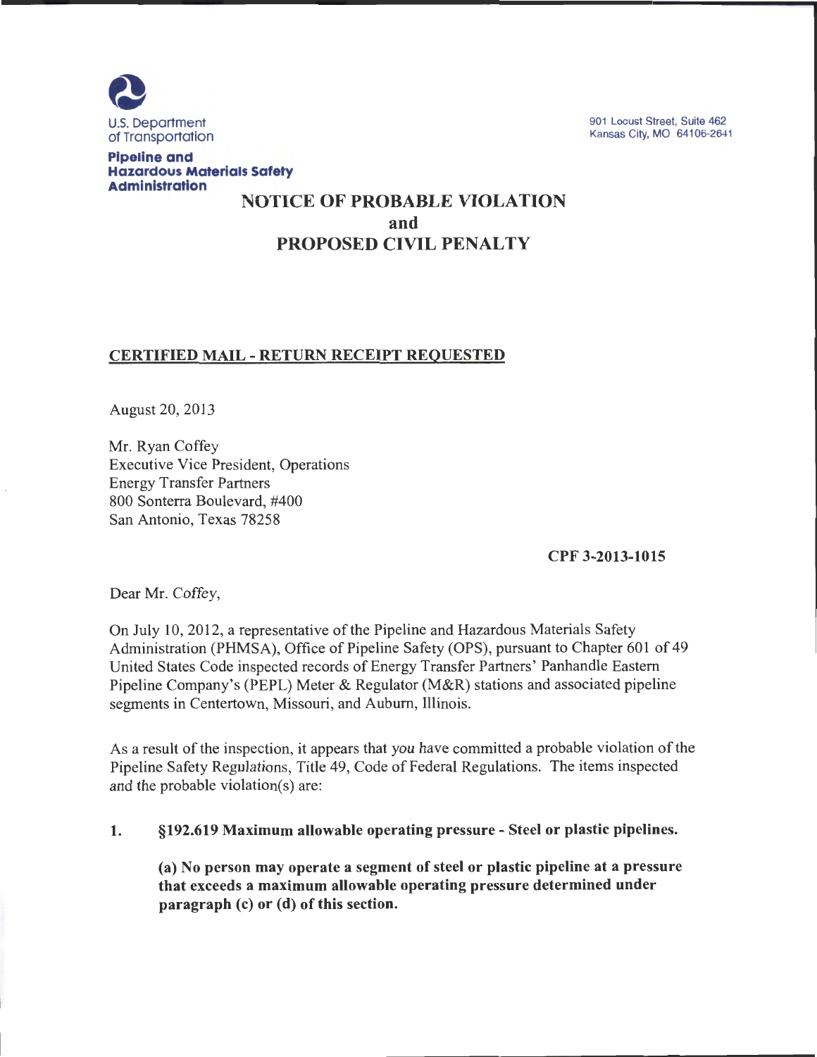U.S. Department of Transportation

**Pipeline and Hazardous Materials Safety Administration**

901 Locust Street, Suite 462
Kansas City, MO 64106-2641

# NOTICE OF PROBABLE VIOLATION and PROPOSED CIVIL PENALTY

**CERTIFIED MAIL - RETURN RECEIPT REQUESTED**

August 20, 2013

Mr. Ryan Coffey
Executive Vice President, Operations
Energy Transfer Partners
800 Sonterra Boulevard, #400
San Antonio, Texas 78258

**CPF 3-2013-1015**

Dear Mr. Coffey,

On July 10, 2012, a representative of the Pipeline and Hazardous Materials Safety Administration (PHMSA), Office of Pipeline Safety (OPS), pursuant to Chapter 601 of 49 United States Code inspected records of Energy Transfer Partners' Panhandle Eastern Pipeline Company's (PEPL) Meter & Regulator (M&R) stations and associated pipeline segments in Centertown, Missouri, and Auburn, Illinois.

As a result of the inspection, it appears that you have committed a probable violation of the Pipeline Safety Regulations, Title 49, Code of Federal Regulations. The items inspected and the probable violation(s) are:

1. **§192.619 Maximum allowable operating pressure - Steel or plastic pipelines.**

   **(a) No person may operate a segment of steel or plastic pipeline at a pressure that exceeds a maximum allowable operating pressure determined under paragraph (c) or (d) of this section.**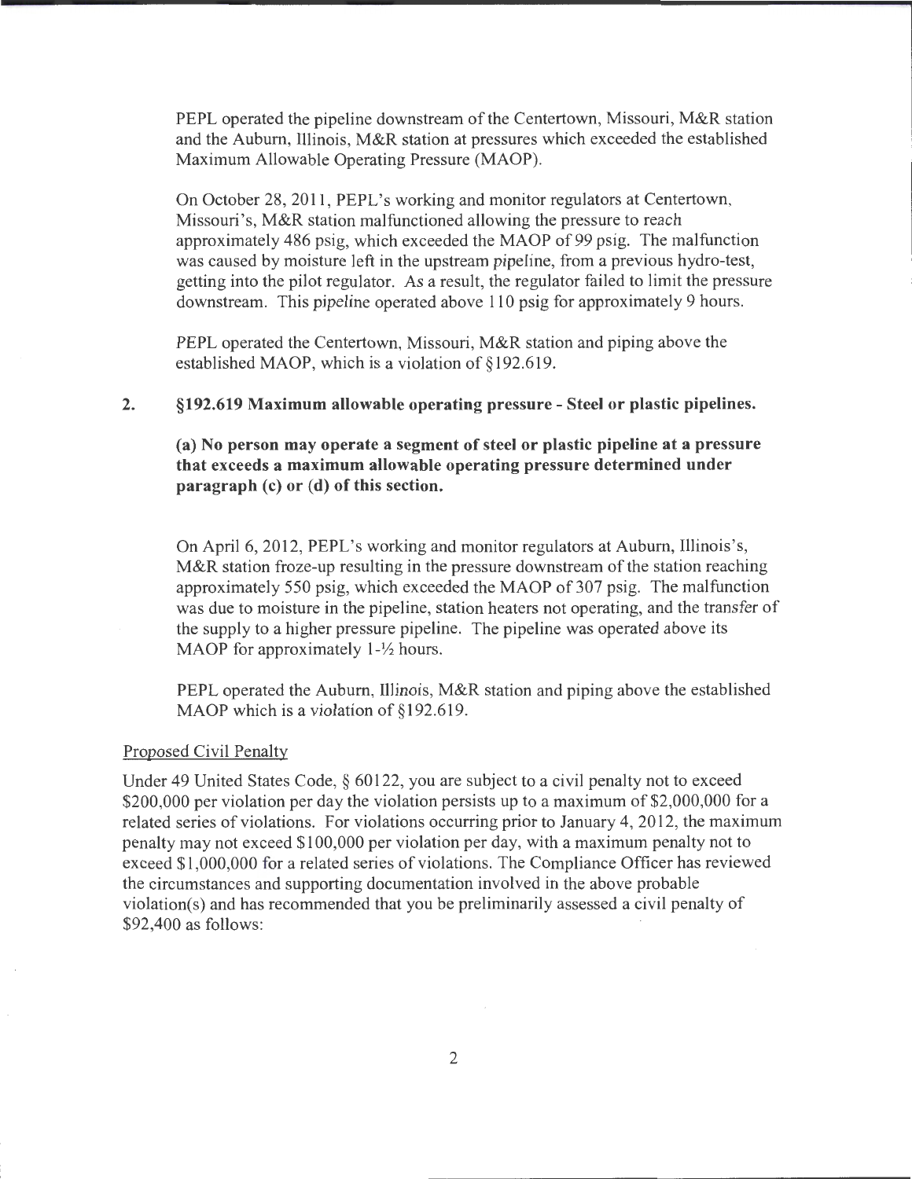PEPL operated the pipeline downstream of the Centertown, Missouri, M&R station and the Auburn, Illinois, M&R station at pressures which exceeded the established Maximum Allowable Operating Pressure (MAOP).

On October 28, 2011, PEPL's working and monitor regulators at Centertown, Missouri's, M&R station malfunctioned allowing the pressure to reach approximately 486 psig, which exceeded the MAOP of 99 psig. The malfunction was caused by moisture left in the upstream pipeline, from a previous hydro-test, getting into the pilot regulator. As a result, the regulator failed to limit the pressure downstream. This pipeline operated above 110 psig for approximately 9 hours.

PEPL operated the Centertown, Missouri, M&R station and piping above the established MAOP, which is a violation of §192.619.

2. **§192.619 Maximum allowable operating pressure - Steel or plastic pipelines.**

   **(a) No person may operate a segment of steel or plastic pipeline at a pressure that exceeds a maximum allowable operating pressure determined under paragraph (c) or (d) of this section.**

On April 6, 2012, PEPL's working and monitor regulators at Auburn, Illinois's, M&R station froze-up resulting in the pressure downstream of the station reaching approximately 550 psig, which exceeded the MAOP of 307 psig. The malfunction was due to moisture in the pipeline, station heaters not operating, and the transfer of the supply to a higher pressure pipeline. The pipeline was operated above its MAOP for approximately 1-½ hours.

PEPL operated the Auburn, Illinois, M&R station and piping above the established MAOP which is a violation of §192.619.

Proposed Civil Penalty

Under 49 United States Code, § 60122, you are subject to a civil penalty not to exceed $200,000 per violation per day the violation persists up to a maximum of $2,000,000 for a related series of violations. For violations occurring prior to January 4, 2012, the maximum penalty may not exceed $100,000 per violation per day, with a maximum penalty not to exceed $1,000,000 for a related series of violations. The Compliance Officer has reviewed the circumstances and supporting documentation involved in the above probable violation(s) and has recommended that you be preliminarily assessed a civil penalty of $92,400 as follows: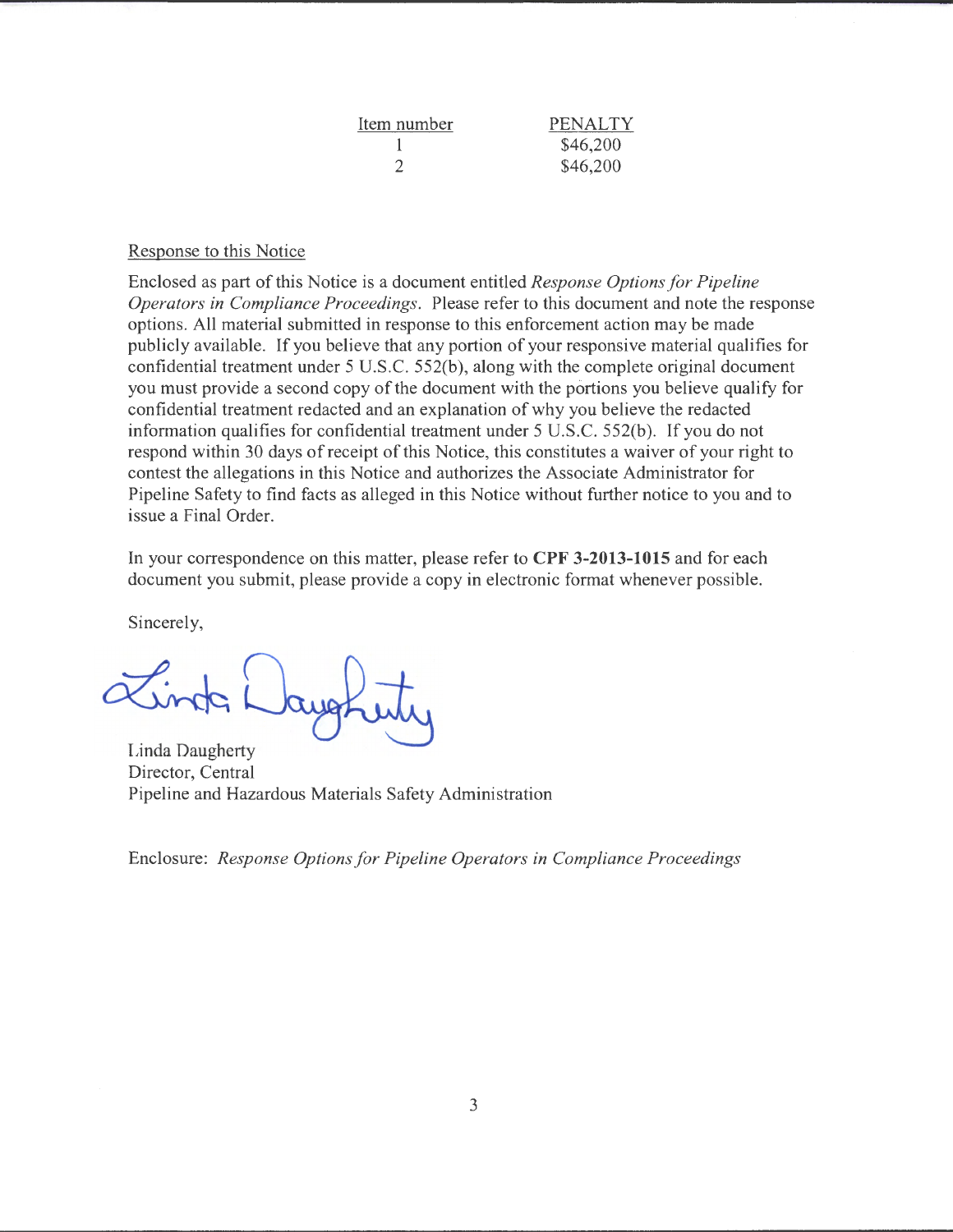| Item number | PENALTY |
| --- | --- |
| 1 | $46,200 |
| 2 | $46,200 |

Response to this Notice

Enclosed as part of this Notice is a document entitled *Response Options for Pipeline Operators in Compliance Proceedings*. Please refer to this document and note the response options. All material submitted in response to this enforcement action may be made publicly available. If you believe that any portion of your responsive material qualifies for confidential treatment under 5 U.S.C. 552(b), along with the complete original document you must provide a second copy of the document with the portions you believe qualify for confidential treatment redacted and an explanation of why you believe the redacted information qualifies for confidential treatment under 5 U.S.C. 552(b). If you do not respond within 30 days of receipt of this Notice, this constitutes a waiver of your right to contest the allegations in this Notice and authorizes the Associate Administrator for Pipeline Safety to find facts as alleged in this Notice without further notice to you and to issue a Final Order.

In your correspondence on this matter, please refer to **CPF 3-2013-1015** and for each document you submit, please provide a copy in electronic format whenever possible.

Sincerely,

Linda Daugherty
Director, Central
Pipeline and Hazardous Materials Safety Administration

Enclosure: *Response Options for Pipeline Operators in Compliance Proceedings*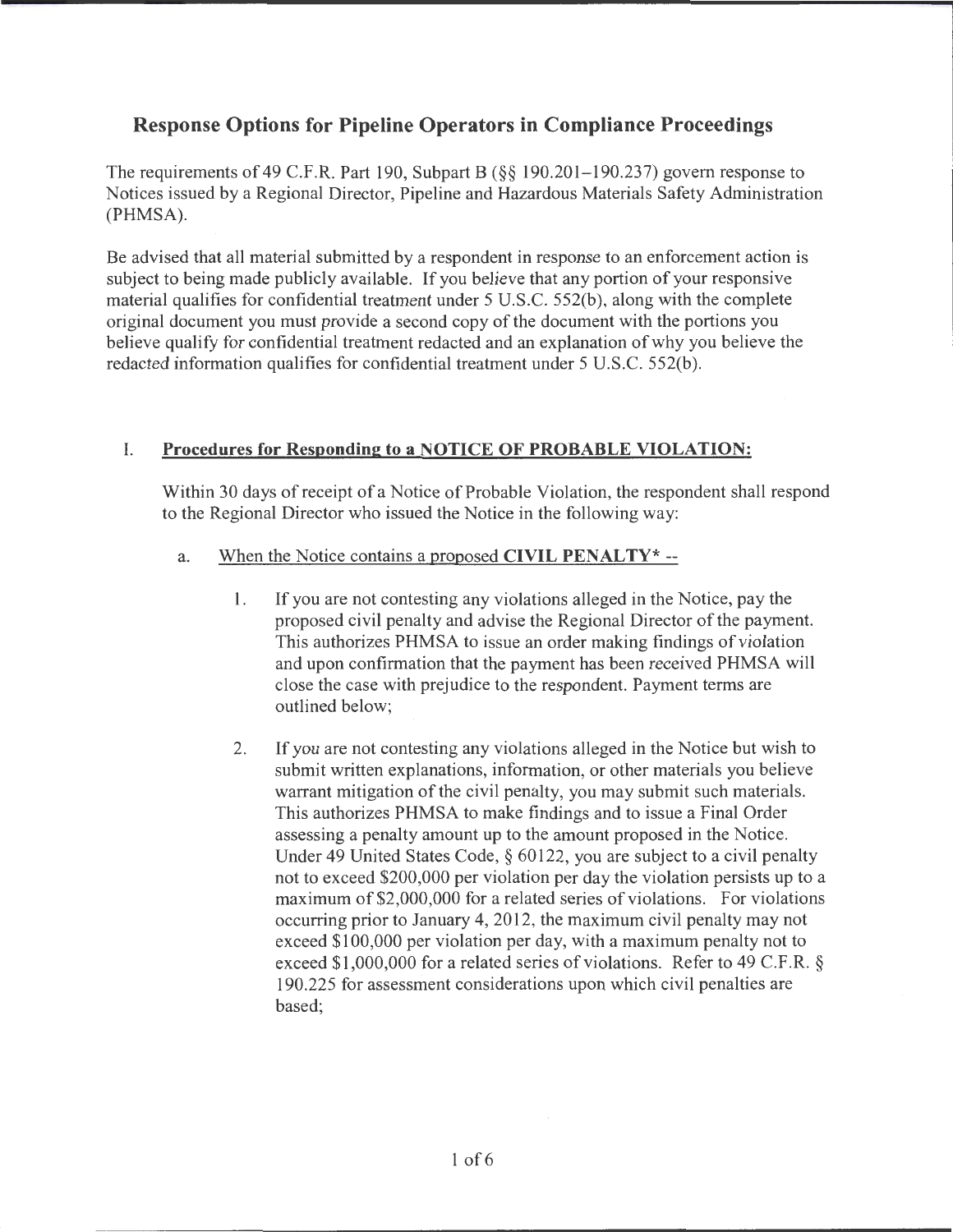## Response Options for Pipeline Operators in Compliance Proceedings

The requirements of 49 C.F.R. Part 190, Subpart B (§§ 190.201–190.237) govern response to Notices issued by a Regional Director, Pipeline and Hazardous Materials Safety Administration (PHMSA).

Be advised that all material submitted by a respondent in response to an enforcement action is subject to being made publicly available. If you believe that any portion of your responsive material qualifies for confidential treatment under 5 U.S.C. 552(b), along with the complete original document you must provide a second copy of the document with the portions you believe qualify for confidential treatment redacted and an explanation of why you believe the redacted information qualifies for confidential treatment under 5 U.S.C. 552(b).

### I. Procedures for Responding to a NOTICE OF PROBABLE VIOLATION:

Within 30 days of receipt of a Notice of Probable Violation, the respondent shall respond to the Regional Director who issued the Notice in the following way:

a. <u>When the Notice contains a proposed **CIVIL PENALTY*** --</u>

1. If you are not contesting any violations alleged in the Notice, pay the proposed civil penalty and advise the Regional Director of the payment. This authorizes PHMSA to issue an order making findings of violation and upon confirmation that the payment has been received PHMSA will close the case with prejudice to the respondent. Payment terms are outlined below;

2. If you are not contesting any violations alleged in the Notice but wish to submit written explanations, information, or other materials you believe warrant mitigation of the civil penalty, you may submit such materials. This authorizes PHMSA to make findings and to issue a Final Order assessing a penalty amount up to the amount proposed in the Notice. Under 49 United States Code, § 60122, you are subject to a civil penalty not to exceed $200,000 per violation per day the violation persists up to a maximum of $2,000,000 for a related series of violations. For violations occurring prior to January 4, 2012, the maximum civil penalty may not exceed $100,000 per violation per day, with a maximum penalty not to exceed $1,000,000 for a related series of violations. Refer to 49 C.F.R. § 190.225 for assessment considerations upon which civil penalties are based;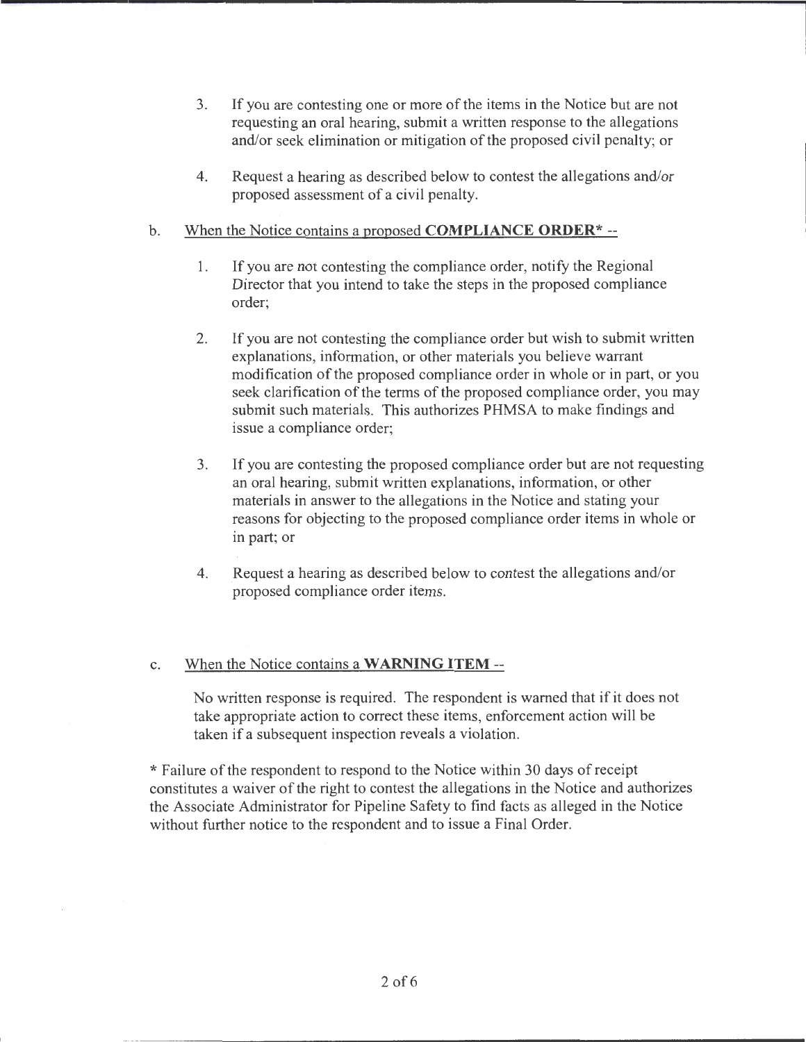3. If you are contesting one or more of the items in the Notice but are not requesting an oral hearing, submit a written response to the allegations and/or seek elimination or mitigation of the proposed civil penalty; or

4. Request a hearing as described below to contest the allegations and/or proposed assessment of a civil penalty.

b. <u>When the Notice contains a proposed **COMPLIANCE ORDER*** --</u>

1. If you are not contesting the compliance order, notify the Regional Director that you intend to take the steps in the proposed compliance order;

2. If you are not contesting the compliance order but wish to submit written explanations, information, or other materials you believe warrant modification of the proposed compliance order in whole or in part, or you seek clarification of the terms of the proposed compliance order, you may submit such materials. This authorizes PHMSA to make findings and issue a compliance order;

3. If you are contesting the proposed compliance order but are not requesting an oral hearing, submit written explanations, information, or other materials in answer to the allegations in the Notice and stating your reasons for objecting to the proposed compliance order items in whole or in part; or

4. Request a hearing as described below to contest the allegations and/or proposed compliance order items.

c. <u>When the Notice contains a **WARNING ITEM** --</u>

No written response is required. The respondent is warned that if it does not take appropriate action to correct these items, enforcement action will be taken if a subsequent inspection reveals a violation.

* Failure of the respondent to respond to the Notice within 30 days of receipt constitutes a waiver of the right to contest the allegations in the Notice and authorizes the Associate Administrator for Pipeline Safety to find facts as alleged in the Notice without further notice to the respondent and to issue a Final Order.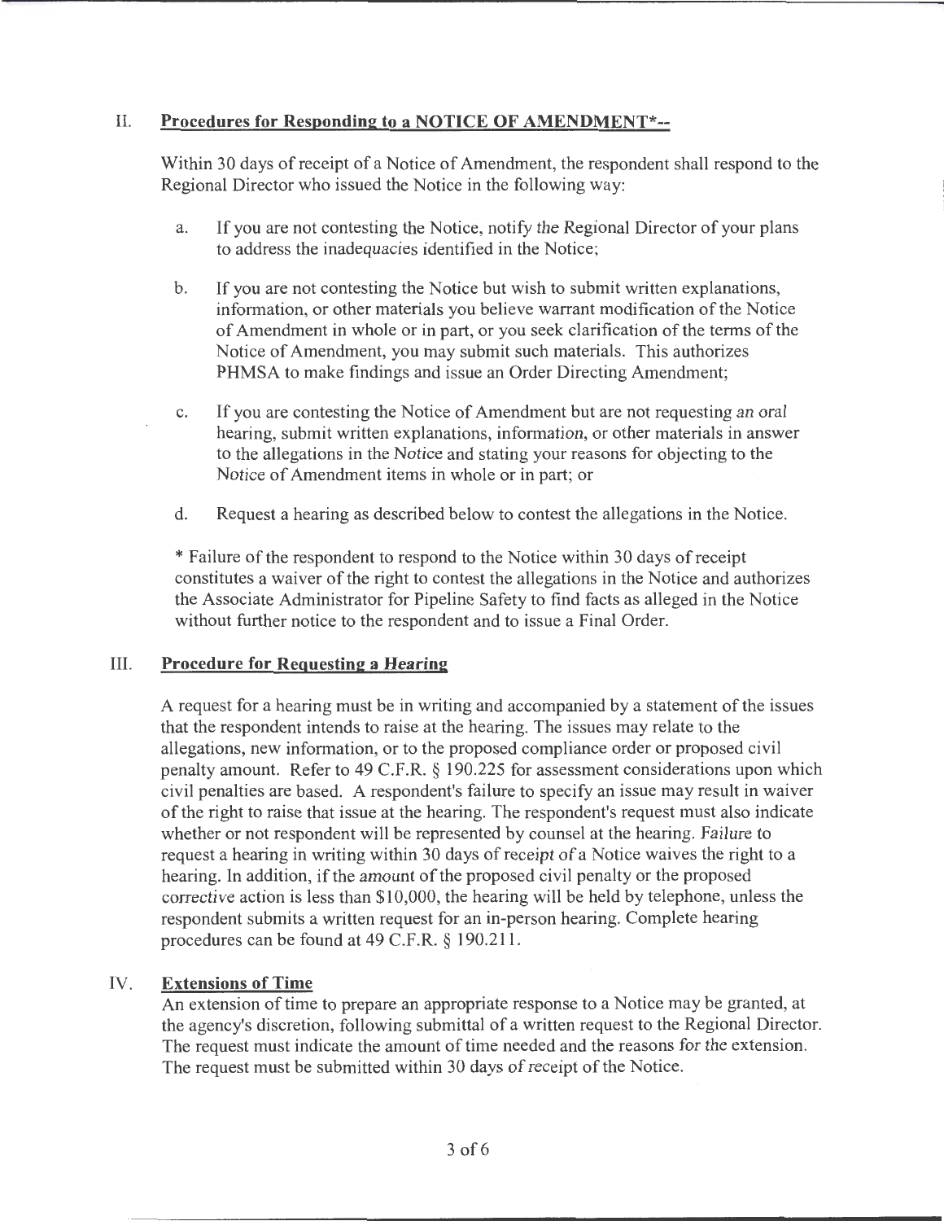## II. Procedures for Responding to a NOTICE OF AMENDMENT*--

Within 30 days of receipt of a Notice of Amendment, the respondent shall respond to the Regional Director who issued the Notice in the following way:

a. If you are not contesting the Notice, notify the Regional Director of your plans to address the inadequacies identified in the Notice;

b. If you are not contesting the Notice but wish to submit written explanations, information, or other materials you believe warrant modification of the Notice of Amendment in whole or in part, or you seek clarification of the terms of the Notice of Amendment, you may submit such materials. This authorizes PHMSA to make findings and issue an Order Directing Amendment;

c. If you are contesting the Notice of Amendment but are not requesting an oral hearing, submit written explanations, information, or other materials in answer to the allegations in the Notice and stating your reasons for objecting to the Notice of Amendment items in whole or in part; or

d. Request a hearing as described below to contest the allegations in the Notice.

* Failure of the respondent to respond to the Notice within 30 days of receipt constitutes a waiver of the right to contest the allegations in the Notice and authorizes the Associate Administrator for Pipeline Safety to find facts as alleged in the Notice without further notice to the respondent and to issue a Final Order.

## III. Procedure for Requesting a Hearing

A request for a hearing must be in writing and accompanied by a statement of the issues that the respondent intends to raise at the hearing. The issues may relate to the allegations, new information, or to the proposed compliance order or proposed civil penalty amount. Refer to 49 C.F.R. § 190.225 for assessment considerations upon which civil penalties are based. A respondent's failure to specify an issue may result in waiver of the right to raise that issue at the hearing. The respondent's request must also indicate whether or not respondent will be represented by counsel at the hearing. Failure to request a hearing in writing within 30 days of receipt of a Notice waives the right to a hearing. In addition, if the amount of the proposed civil penalty or the proposed corrective action is less than $10,000, the hearing will be held by telephone, unless the respondent submits a written request for an in-person hearing. Complete hearing procedures can be found at 49 C.F.R. § 190.211.

## IV. Extensions of Time

An extension of time to prepare an appropriate response to a Notice may be granted, at the agency's discretion, following submittal of a written request to the Regional Director. The request must indicate the amount of time needed and the reasons for the extension. The request must be submitted within 30 days of receipt of the Notice.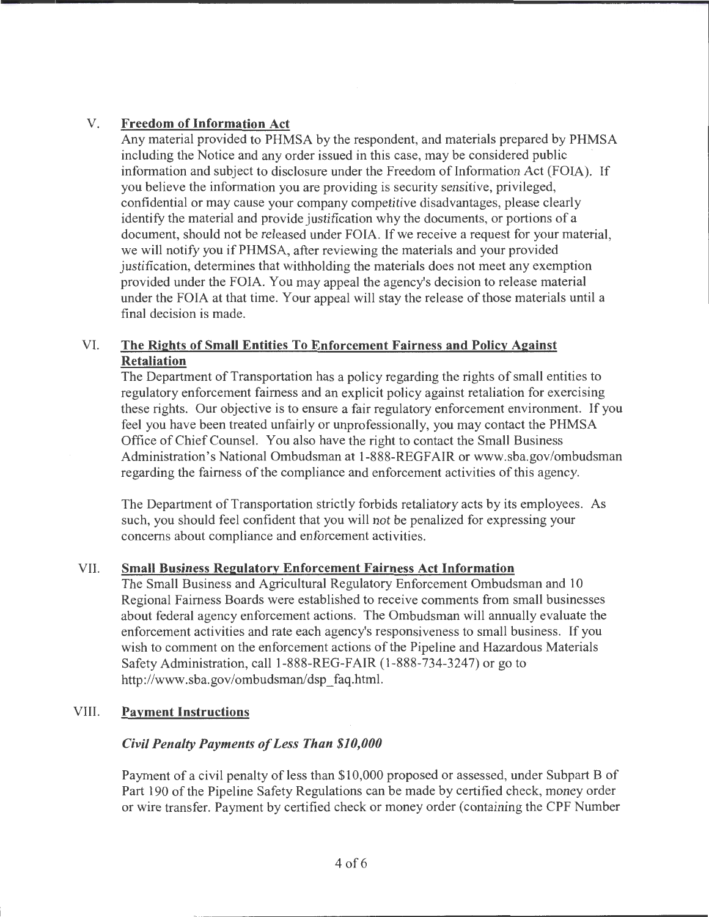## V. Freedom of Information Act

Any material provided to PHMSA by the respondent, and materials prepared by PHMSA including the Notice and any order issued in this case, may be considered public information and subject to disclosure under the Freedom of Information Act (FOIA). If you believe the information you are providing is security sensitive, privileged, confidential or may cause your company competitive disadvantages, please clearly identify the material and provide justification why the documents, or portions of a document, should not be released under FOIA. If we receive a request for your material, we will notify you if PHMSA, after reviewing the materials and your provided justification, determines that withholding the materials does not meet any exemption provided under the FOIA. You may appeal the agency's decision to release material under the FOIA at that time. Your appeal will stay the release of those materials until a final decision is made.

## VI. The Rights of Small Entities To Enforcement Fairness and Policy Against Retaliation

The Department of Transportation has a policy regarding the rights of small entities to regulatory enforcement fairness and an explicit policy against retaliation for exercising these rights. Our objective is to ensure a fair regulatory enforcement environment. If you feel you have been treated unfairly or unprofessionally, you may contact the PHMSA Office of Chief Counsel. You also have the right to contact the Small Business Administration's National Ombudsman at 1-888-REGFAIR or www.sba.gov/ombudsman regarding the fairness of the compliance and enforcement activities of this agency.

The Department of Transportation strictly forbids retaliatory acts by its employees. As such, you should feel confident that you will not be penalized for expressing your concerns about compliance and enforcement activities.

## VII. Small Business Regulatory Enforcement Fairness Act Information

The Small Business and Agricultural Regulatory Enforcement Ombudsman and 10 Regional Fairness Boards were established to receive comments from small businesses about federal agency enforcement actions. The Ombudsman will annually evaluate the enforcement activities and rate each agency's responsiveness to small business. If you wish to comment on the enforcement actions of the Pipeline and Hazardous Materials Safety Administration, call 1-888-REG-FAIR (1-888-734-3247) or go to http://www.sba.gov/ombudsman/dsp_faq.html.

## VIII. Payment Instructions

### *Civil Penalty Payments of Less Than $10,000*

Payment of a civil penalty of less than $10,000 proposed or assessed, under Subpart B of Part 190 of the Pipeline Safety Regulations can be made by certified check, money order or wire transfer. Payment by certified check or money order (containing the CPF Number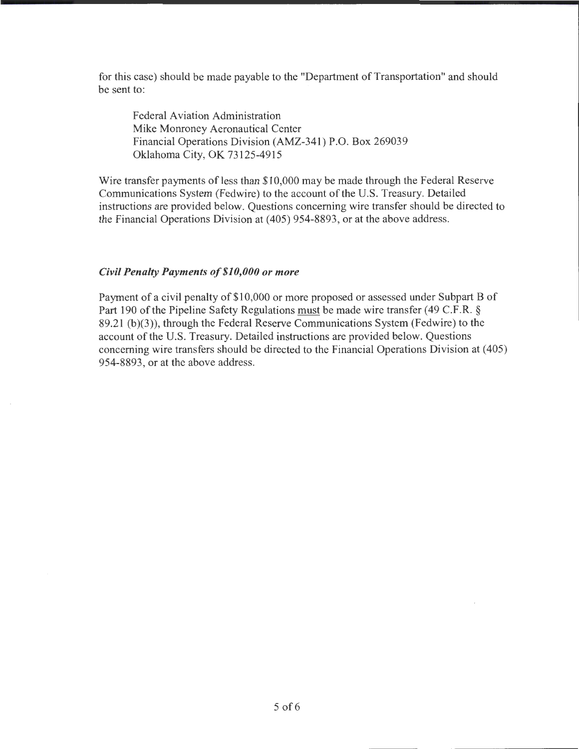for this case) should be made payable to the "Department of Transportation" and should be sent to:

Federal Aviation Administration
Mike Monroney Aeronautical Center
Financial Operations Division (AMZ-341) P.O. Box 269039
Oklahoma City, OK 73125-4915

Wire transfer payments of less than $10,000 may be made through the Federal Reserve Communications System (Fedwire) to the account of the U.S. Treasury. Detailed instructions are provided below. Questions concerning wire transfer should be directed to the Financial Operations Division at (405) 954-8893, or at the above address.

### *Civil Penalty Payments of $10,000 or more*

Payment of a civil penalty of $10,000 or more proposed or assessed under Subpart B of Part 190 of the Pipeline Safety Regulations <u>must</u> be made wire transfer (49 C.F.R. § 89.21 (b)(3)), through the Federal Reserve Communications System (Fedwire) to the account of the U.S. Treasury. Detailed instructions are provided below. Questions concerning wire transfers should be directed to the Financial Operations Division at (405) 954-8893, or at the above address.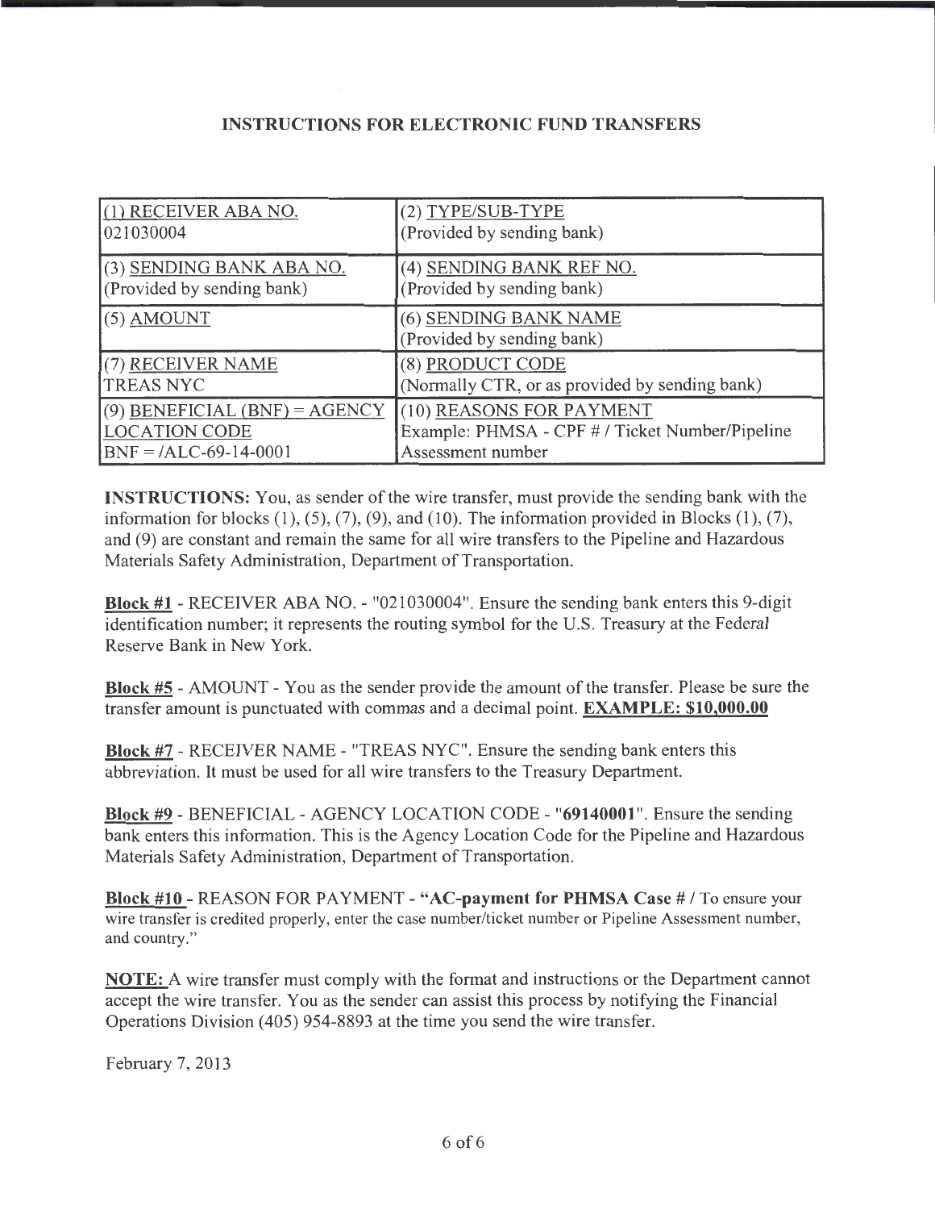# INSTRUCTIONS FOR ELECTRONIC FUND TRANSFERS

| | |
|---|---|
| (1) RECEIVER ABA NO.<br>021030004 | (2) TYPE/SUB-TYPE<br>(Provided by sending bank) |
| (3) SENDING BANK ABA NO.<br>(Provided by sending bank) | (4) SENDING BANK REF NO.<br>(Provided by sending bank) |
| (5) AMOUNT | (6) SENDING BANK NAME<br>(Provided by sending bank) |
| (7) RECEIVER NAME<br>TREAS NYC | (8) PRODUCT CODE<br>(Normally CTR, or as provided by sending bank) |
| (9) BENEFICIAL (BNF) = AGENCY LOCATION CODE<br>BNF = /ALC-69-14-0001 | (10) REASONS FOR PAYMENT<br>Example: PHMSA - CPF # / Ticket Number/Pipeline Assessment number |

**INSTRUCTIONS:** You, as sender of the wire transfer, must provide the sending bank with the information for blocks (1), (5), (7), (9), and (10). The information provided in Blocks (1), (7), and (9) are constant and remain the same for all wire transfers to the Pipeline and Hazardous Materials Safety Administration, Department of Transportation.

**Block #1** - RECEIVER ABA NO. - "021030004". Ensure the sending bank enters this 9-digit identification number; it represents the routing symbol for the U.S. Treasury at the Federal Reserve Bank in New York.

**Block #5** - AMOUNT - You as the sender provide the amount of the transfer. Please be sure the transfer amount is punctuated with commas and a decimal point. **EXAMPLE: $10,000.00**

**Block #7** - RECEIVER NAME - "TREAS NYC". Ensure the sending bank enters this abbreviation. It must be used for all wire transfers to the Treasury Department.

**Block #9** - BENEFICIAL - AGENCY LOCATION CODE - "**69140001**". Ensure the sending bank enters this information. This is the Agency Location Code for the Pipeline and Hazardous Materials Safety Administration, Department of Transportation.

**Block #10** - REASON FOR PAYMENT - **"AC-payment for PHMSA Case #** / To ensure your wire transfer is credited properly, enter the case number/ticket number or Pipeline Assessment number, and country."

**NOTE:** A wire transfer must comply with the format and instructions or the Department cannot accept the wire transfer. You as the sender can assist this process by notifying the Financial Operations Division (405) 954-8893 at the time you send the wire transfer.

February 7, 2013